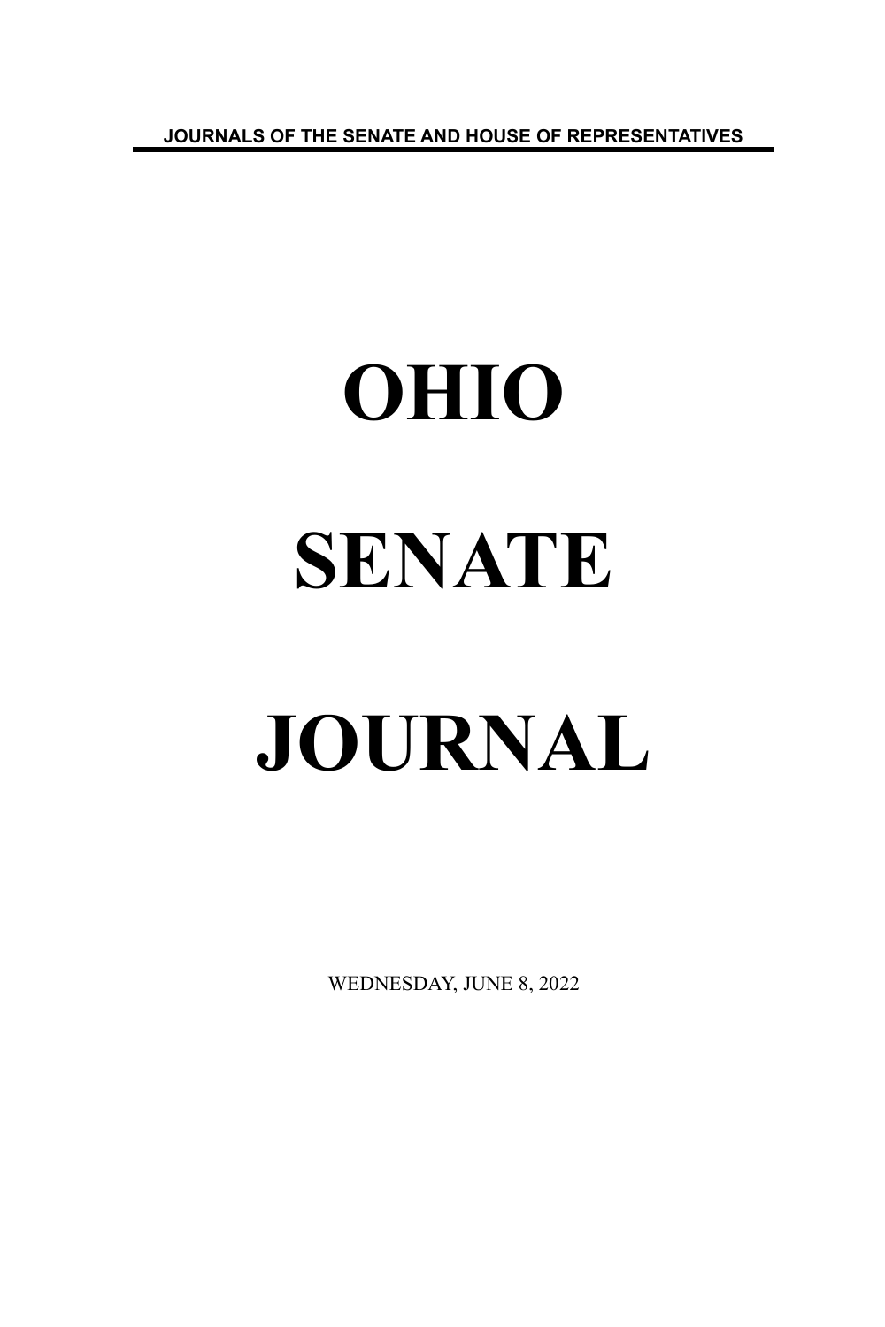JOURNALS OF THE SENATE AND HOUSE OF REPRESENTATIVES

# OHIO

# SENATE

# JOURNAL

WEDNESDAY, JUNE 8, 2022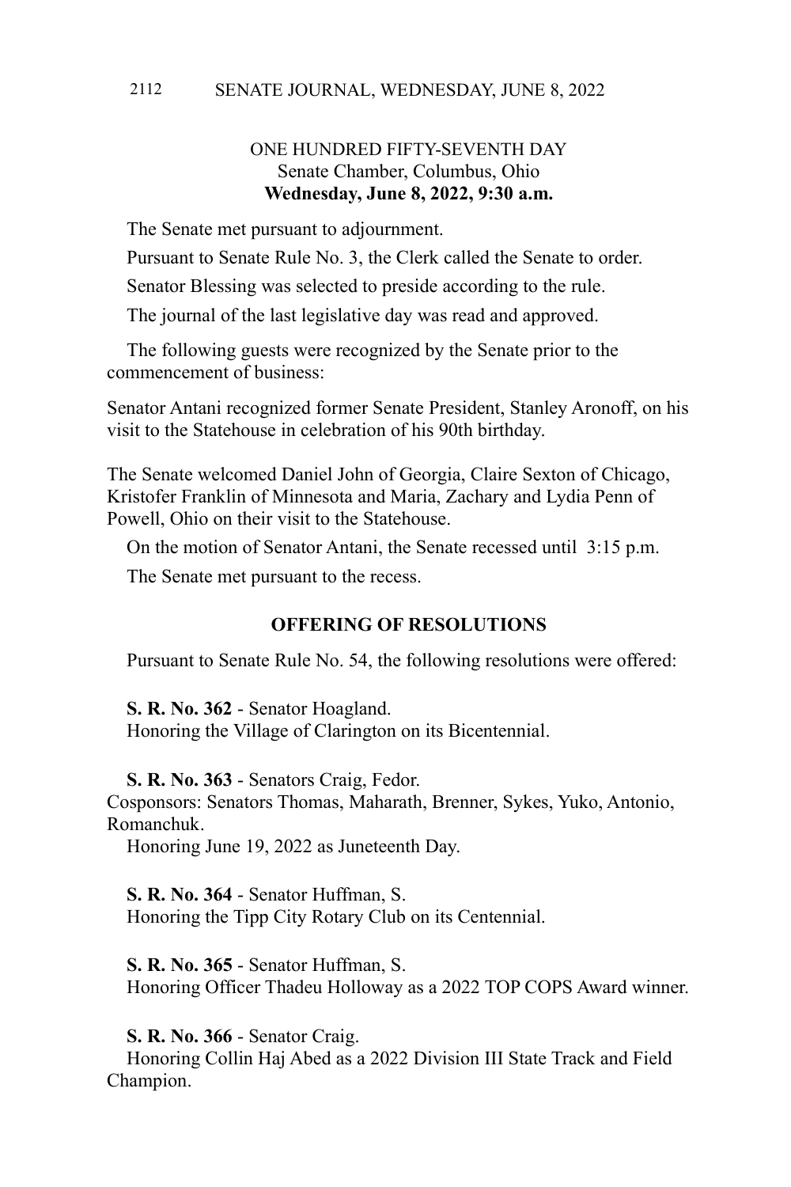ONE HUNDRED FIFTY-SEVENTH DAY
Senate Chamber, Columbus, Ohio
**Wednesday, June 8, 2022, 9:30 a.m.**

The Senate met pursuant to adjournment.

Pursuant to Senate Rule No. 3, the Clerk called the Senate to order.

Senator Blessing was selected to preside according to the rule.

The journal of the last legislative day was read and approved.

The following guests were recognized by the Senate prior to the commencement of business:

Senator Antani recognized former Senate President, Stanley Aronoff, on his visit to the Statehouse in celebration of his 90th birthday.

The Senate welcomed Daniel John of Georgia, Claire Sexton of Chicago, Kristofer Franklin of Minnesota and Maria, Zachary and Lydia Penn of Powell, Ohio on their visit to the Statehouse.

On the motion of Senator Antani, the Senate recessed until 3:15 p.m.

The Senate met pursuant to the recess.

## OFFERING OF RESOLUTIONS

Pursuant to Senate Rule No. 54, the following resolutions were offered:

**S. R. No. 362** - Senator Hoagland.
Honoring the Village of Clarington on its Bicentennial.

**S. R. No. 363** - Senators Craig, Fedor.
Cosponsors: Senators Thomas, Maharath, Brenner, Sykes, Yuko, Antonio, Romanchuk.
Honoring June 19, 2022 as Juneteenth Day.

**S. R. No. 364** - Senator Huffman, S.
Honoring the Tipp City Rotary Club on its Centennial.

**S. R. No. 365** - Senator Huffman, S.
Honoring Officer Thadeu Holloway as a 2022 TOP COPS Award winner.

**S. R. No. 366** - Senator Craig.
Honoring Collin Haj Abed as a 2022 Division III State Track and Field Champion.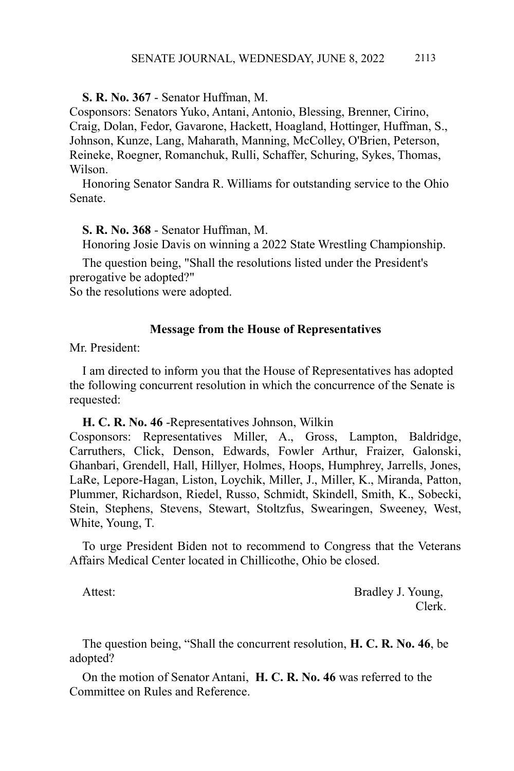**S. R. No. 367** - Senator Huffman, M.
Cosponsors: Senators Yuko, Antani, Antonio, Blessing, Brenner, Cirino, Craig, Dolan, Fedor, Gavarone, Hackett, Hoagland, Hottinger, Huffman, S., Johnson, Kunze, Lang, Maharath, Manning, McColley, O'Brien, Peterson, Reineke, Roegner, Romanchuk, Rulli, Schaffer, Schuring, Sykes, Thomas, Wilson.

Honoring Senator Sandra R. Williams for outstanding service to the Ohio Senate.

**S. R. No. 368** - Senator Huffman, M.

Honoring Josie Davis on winning a 2022 State Wrestling Championship.

The question being, "Shall the resolutions listed under the President's prerogative be adopted?"
So the resolutions were adopted.

**Message from the House of Representatives**

Mr. President:

I am directed to inform you that the House of Representatives has adopted the following concurrent resolution in which the concurrence of the Senate is requested:

**H. C. R. No. 46** -Representatives Johnson, Wilkin
Cosponsors: Representatives Miller, A., Gross, Lampton, Baldridge, Carruthers, Click, Denson, Edwards, Fowler Arthur, Fraizer, Galonski, Ghanbari, Grendell, Hall, Hillyer, Holmes, Hoops, Humphrey, Jarrells, Jones, LaRe, Lepore-Hagan, Liston, Loychik, Miller, J., Miller, K., Miranda, Patton, Plummer, Richardson, Riedel, Russo, Schmidt, Skindell, Smith, K., Sobecki, Stein, Stephens, Stevens, Stewart, Stoltzfus, Swearingen, Sweeney, West, White, Young, T.

To urge President Biden not to recommend to Congress that the Veterans Affairs Medical Center located in Chillicothe, Ohio be closed.

Attest: Bradley J. Young,
Clerk.

The question being, “Shall the concurrent resolution, **H. C. R. No. 46**, be adopted?

On the motion of Senator Antani, **H. C. R. No. 46** was referred to the Committee on Rules and Reference.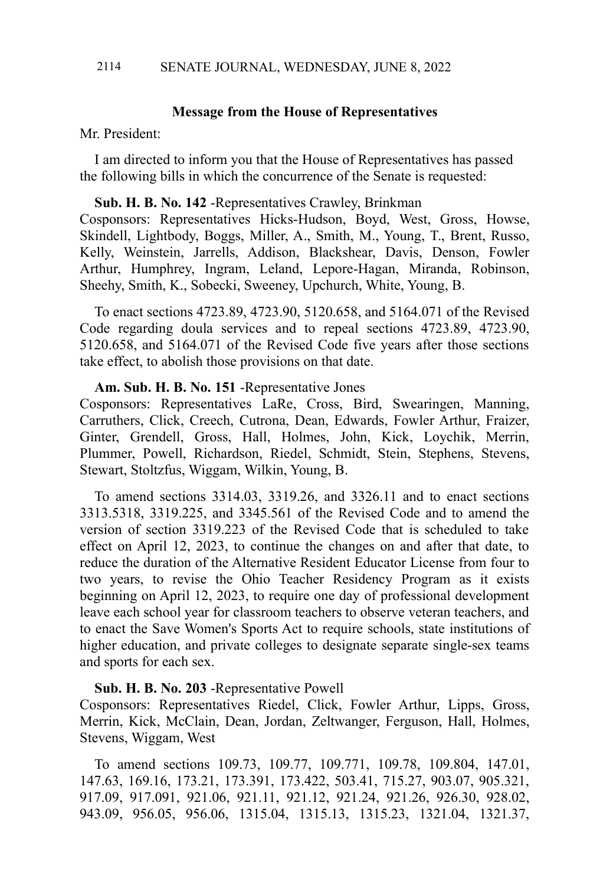**Message from the House of Representatives**

Mr. President:

I am directed to inform you that the House of Representatives has passed the following bills in which the concurrence of the Senate is requested:

**Sub. H. B. No. 142** -Representatives Crawley, Brinkman
Cosponsors: Representatives Hicks-Hudson, Boyd, West, Gross, Howse, Skindell, Lightbody, Boggs, Miller, A., Smith, M., Young, T., Brent, Russo, Kelly, Weinstein, Jarrells, Addison, Blackshear, Davis, Denson, Fowler Arthur, Humphrey, Ingram, Leland, Lepore-Hagan, Miranda, Robinson, Sheehy, Smith, K., Sobecki, Sweeney, Upchurch, White, Young, B.

To enact sections 4723.89, 4723.90, 5120.658, and 5164.071 of the Revised Code regarding doula services and to repeal sections 4723.89, 4723.90, 5120.658, and 5164.071 of the Revised Code five years after those sections take effect, to abolish those provisions on that date.

**Am. Sub. H. B. No. 151** -Representative Jones
Cosponsors: Representatives LaRe, Cross, Bird, Swearingen, Manning, Carruthers, Click, Creech, Cutrona, Dean, Edwards, Fowler Arthur, Fraizer, Ginter, Grendell, Gross, Hall, Holmes, John, Kick, Loychik, Merrin, Plummer, Powell, Richardson, Riedel, Schmidt, Stein, Stephens, Stevens, Stewart, Stoltzfus, Wiggam, Wilkin, Young, B.

To amend sections 3314.03, 3319.26, and 3326.11 and to enact sections 3313.5318, 3319.225, and 3345.561 of the Revised Code and to amend the version of section 3319.223 of the Revised Code that is scheduled to take effect on April 12, 2023, to continue the changes on and after that date, to reduce the duration of the Alternative Resident Educator License from four to two years, to revise the Ohio Teacher Residency Program as it exists beginning on April 12, 2023, to require one day of professional development leave each school year for classroom teachers to observe veteran teachers, and to enact the Save Women's Sports Act to require schools, state institutions of higher education, and private colleges to designate separate single-sex teams and sports for each sex.

**Sub. H. B. No. 203** -Representative Powell
Cosponsors: Representatives Riedel, Click, Fowler Arthur, Lipps, Gross, Merrin, Kick, McClain, Dean, Jordan, Zeltwanger, Ferguson, Hall, Holmes, Stevens, Wiggam, West

To amend sections 109.73, 109.77, 109.771, 109.78, 109.804, 147.01, 147.63, 169.16, 173.21, 173.391, 173.422, 503.41, 715.27, 903.07, 905.321, 917.09, 917.091, 921.06, 921.11, 921.12, 921.24, 921.26, 926.30, 928.02, 943.09, 956.05, 956.06, 1315.04, 1315.13, 1315.23, 1321.04, 1321.37,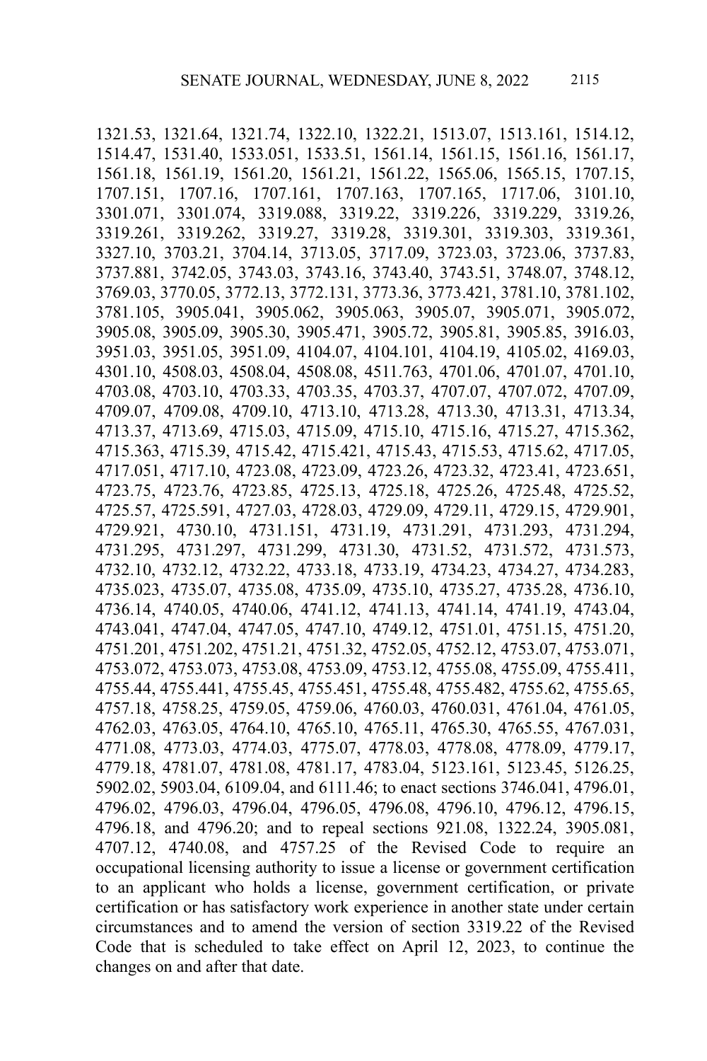1321.53, 1321.64, 1321.74, 1322.10, 1322.21, 1513.07, 1513.161, 1514.12, 1514.47, 1531.40, 1533.051, 1533.51, 1561.14, 1561.15, 1561.16, 1561.17, 1561.18, 1561.19, 1561.20, 1561.21, 1561.22, 1565.06, 1565.15, 1707.15, 1707.151, 1707.16, 1707.161, 1707.163, 1707.165, 1717.06, 3101.10, 3301.071, 3301.074, 3319.088, 3319.22, 3319.226, 3319.229, 3319.26, 3319.261, 3319.262, 3319.27, 3319.28, 3319.301, 3319.303, 3319.361, 3327.10, 3703.21, 3704.14, 3713.05, 3717.09, 3723.03, 3723.06, 3737.83, 3737.881, 3742.05, 3743.03, 3743.16, 3743.40, 3743.51, 3748.07, 3748.12, 3769.03, 3770.05, 3772.13, 3772.131, 3773.36, 3773.421, 3781.10, 3781.102, 3781.105, 3905.041, 3905.062, 3905.063, 3905.07, 3905.071, 3905.072, 3905.08, 3905.09, 3905.30, 3905.471, 3905.72, 3905.81, 3905.85, 3916.03, 3951.03, 3951.05, 3951.09, 4104.07, 4104.101, 4104.19, 4105.02, 4169.03, 4301.10, 4508.03, 4508.04, 4508.08, 4511.763, 4701.06, 4701.07, 4701.10, 4703.08, 4703.10, 4703.33, 4703.35, 4703.37, 4707.07, 4707.072, 4707.09, 4709.07, 4709.08, 4709.10, 4713.10, 4713.28, 4713.30, 4713.31, 4713.34, 4713.37, 4713.69, 4715.03, 4715.09, 4715.10, 4715.16, 4715.27, 4715.362, 4715.363, 4715.39, 4715.42, 4715.421, 4715.43, 4715.53, 4715.62, 4717.05, 4717.051, 4717.10, 4723.08, 4723.09, 4723.26, 4723.32, 4723.41, 4723.651, 4723.75, 4723.76, 4723.85, 4725.13, 4725.18, 4725.26, 4725.48, 4725.52, 4725.57, 4725.591, 4727.03, 4728.03, 4729.09, 4729.11, 4729.15, 4729.901, 4729.921, 4730.10, 4731.151, 4731.19, 4731.291, 4731.293, 4731.294, 4731.295, 4731.297, 4731.299, 4731.30, 4731.52, 4731.572, 4731.573, 4732.10, 4732.12, 4732.22, 4733.18, 4733.19, 4734.23, 4734.27, 4734.283, 4735.023, 4735.07, 4735.08, 4735.09, 4735.10, 4735.27, 4735.28, 4736.10, 4736.14, 4740.05, 4740.06, 4741.12, 4741.13, 4741.14, 4741.19, 4743.04, 4743.041, 4747.04, 4747.05, 4747.10, 4749.12, 4751.01, 4751.15, 4751.20, 4751.201, 4751.202, 4751.21, 4751.32, 4752.05, 4752.12, 4753.07, 4753.071, 4753.072, 4753.073, 4753.08, 4753.09, 4753.12, 4755.08, 4755.09, 4755.411, 4755.44, 4755.441, 4755.45, 4755.451, 4755.48, 4755.482, 4755.62, 4755.65, 4757.18, 4758.25, 4759.05, 4759.06, 4760.03, 4760.031, 4761.04, 4761.05, 4762.03, 4763.05, 4764.10, 4765.10, 4765.11, 4765.30, 4765.55, 4767.031, 4771.08, 4773.03, 4774.03, 4775.07, 4778.03, 4778.08, 4778.09, 4779.17, 4779.18, 4781.07, 4781.08, 4781.17, 4783.04, 5123.161, 5123.45, 5126.25, 5902.02, 5903.04, 6109.04, and 6111.46; to enact sections 3746.041, 4796.01, 4796.02, 4796.03, 4796.04, 4796.05, 4796.08, 4796.10, 4796.12, 4796.15, 4796.18, and 4796.20; and to repeal sections 921.08, 1322.24, 3905.081, 4707.12, 4740.08, and 4757.25 of the Revised Code to require an occupational licensing authority to issue a license or government certification to an applicant who holds a license, government certification, or private certification or has satisfactory work experience in another state under certain circumstances and to amend the version of section 3319.22 of the Revised Code that is scheduled to take effect on April 12, 2023, to continue the changes on and after that date.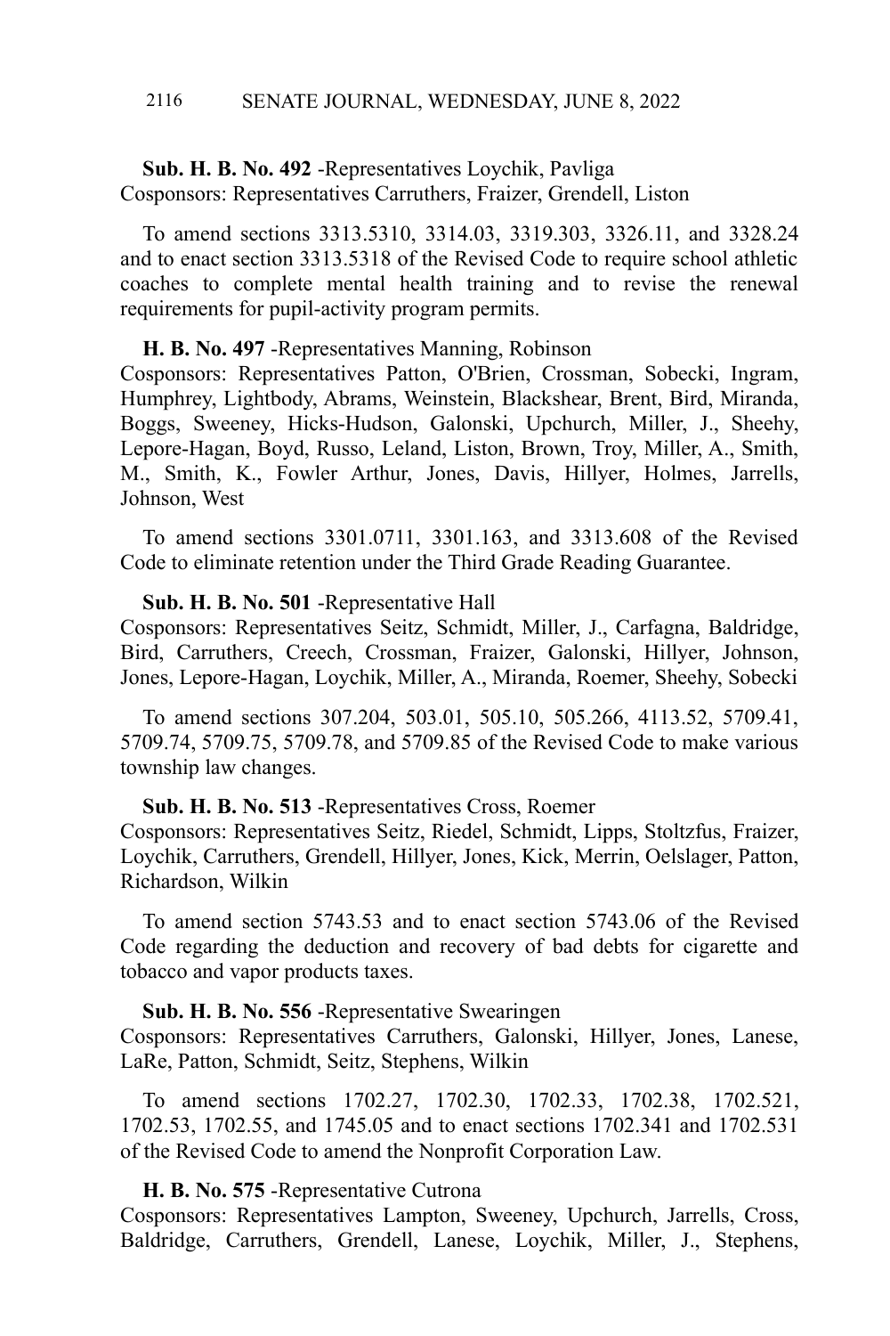**Sub. H. B. No. 492** -Representatives Loychik, Pavliga
Cosponsors: Representatives Carruthers, Fraizer, Grendell, Liston

To amend sections 3313.5310, 3314.03, 3319.303, 3326.11, and 3328.24 and to enact section 3313.5318 of the Revised Code to require school athletic coaches to complete mental health training and to revise the renewal requirements for pupil-activity program permits.

**H. B. No. 497** -Representatives Manning, Robinson
Cosponsors: Representatives Patton, O'Brien, Crossman, Sobecki, Ingram, Humphrey, Lightbody, Abrams, Weinstein, Blackshear, Brent, Bird, Miranda, Boggs, Sweeney, Hicks-Hudson, Galonski, Upchurch, Miller, J., Sheehy, Lepore-Hagan, Boyd, Russo, Leland, Liston, Brown, Troy, Miller, A., Smith, M., Smith, K., Fowler Arthur, Jones, Davis, Hillyer, Holmes, Jarrells, Johnson, West

To amend sections 3301.0711, 3301.163, and 3313.608 of the Revised Code to eliminate retention under the Third Grade Reading Guarantee.

**Sub. H. B. No. 501** -Representative Hall
Cosponsors: Representatives Seitz, Schmidt, Miller, J., Carfagna, Baldridge, Bird, Carruthers, Creech, Crossman, Fraizer, Galonski, Hillyer, Johnson, Jones, Lepore-Hagan, Loychik, Miller, A., Miranda, Roemer, Sheehy, Sobecki

To amend sections 307.204, 503.01, 505.10, 505.266, 4113.52, 5709.41, 5709.74, 5709.75, 5709.78, and 5709.85 of the Revised Code to make various township law changes.

**Sub. H. B. No. 513** -Representatives Cross, Roemer
Cosponsors: Representatives Seitz, Riedel, Schmidt, Lipps, Stoltzfus, Fraizer, Loychik, Carruthers, Grendell, Hillyer, Jones, Kick, Merrin, Oelslager, Patton, Richardson, Wilkin

To amend section 5743.53 and to enact section 5743.06 of the Revised Code regarding the deduction and recovery of bad debts for cigarette and tobacco and vapor products taxes.

**Sub. H. B. No. 556** -Representative Swearingen
Cosponsors: Representatives Carruthers, Galonski, Hillyer, Jones, Lanese, LaRe, Patton, Schmidt, Seitz, Stephens, Wilkin

To amend sections 1702.27, 1702.30, 1702.33, 1702.38, 1702.521, 1702.53, 1702.55, and 1745.05 and to enact sections 1702.341 and 1702.531 of the Revised Code to amend the Nonprofit Corporation Law.

**H. B. No. 575** -Representative Cutrona
Cosponsors: Representatives Lampton, Sweeney, Upchurch, Jarrells, Cross, Baldridge, Carruthers, Grendell, Lanese, Loychik, Miller, J., Stephens,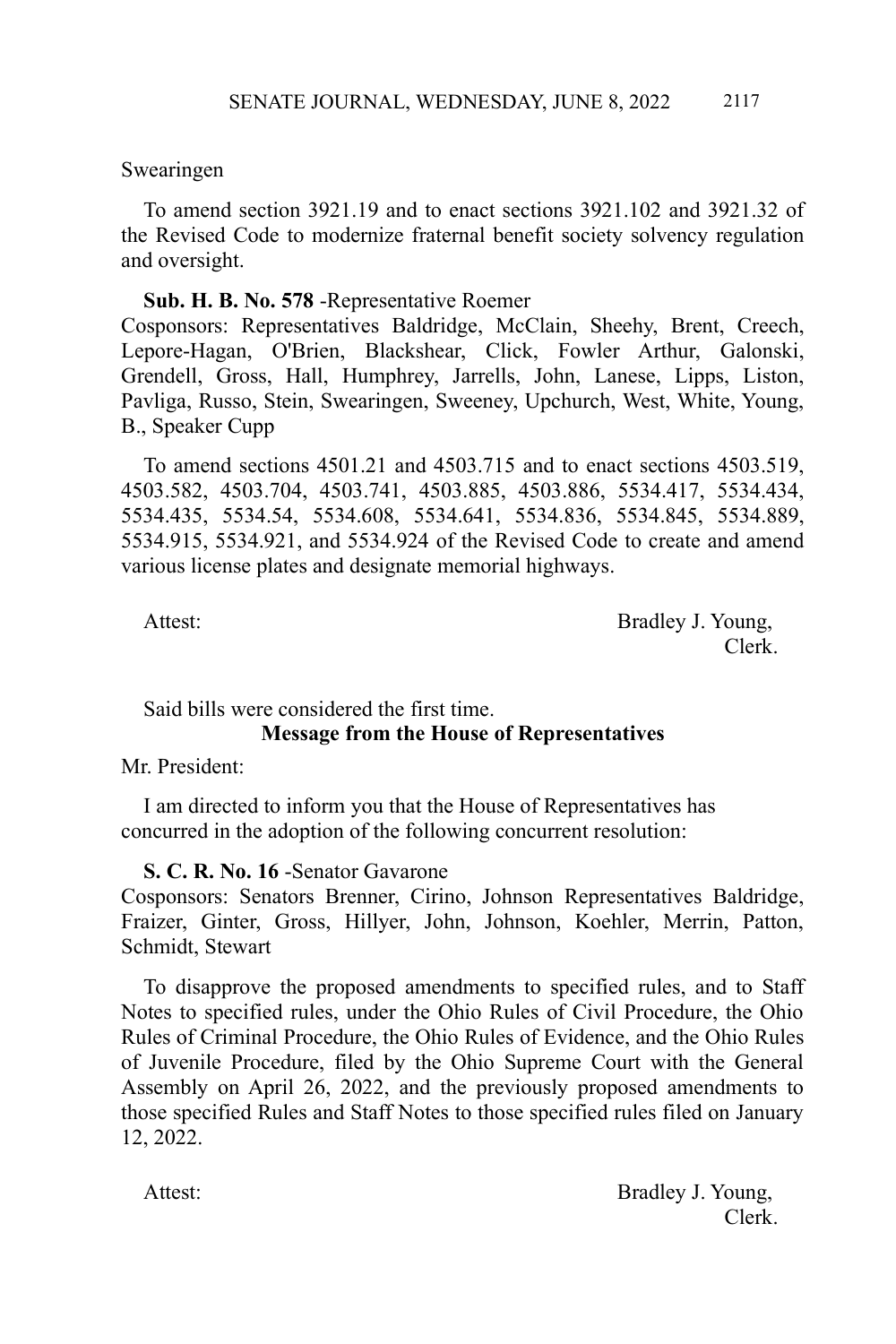Swearingen

To amend section 3921.19 and to enact sections 3921.102 and 3921.32 of the Revised Code to modernize fraternal benefit society solvency regulation and oversight.

**Sub. H. B. No. 578** -Representative Roemer
Cosponsors: Representatives Baldridge, McClain, Sheehy, Brent, Creech, Lepore-Hagan, O'Brien, Blackshear, Click, Fowler Arthur, Galonski, Grendell, Gross, Hall, Humphrey, Jarrells, John, Lanese, Lipps, Liston, Pavliga, Russo, Stein, Swearingen, Sweeney, Upchurch, West, White, Young, B., Speaker Cupp

To amend sections 4501.21 and 4503.715 and to enact sections 4503.519, 4503.582, 4503.704, 4503.741, 4503.885, 4503.886, 5534.417, 5534.434, 5534.435, 5534.54, 5534.608, 5534.641, 5534.836, 5534.845, 5534.889, 5534.915, 5534.921, and 5534.924 of the Revised Code to create and amend various license plates and designate memorial highways.

Attest: Bradley J. Young,
Clerk.

Said bills were considered the first time.

**Message from the House of Representatives**

Mr. President:

I am directed to inform you that the House of Representatives has concurred in the adoption of the following concurrent resolution:

**S. C. R. No. 16** -Senator Gavarone
Cosponsors: Senators Brenner, Cirino, Johnson Representatives Baldridge, Fraizer, Ginter, Gross, Hillyer, John, Johnson, Koehler, Merrin, Patton, Schmidt, Stewart

To disapprove the proposed amendments to specified rules, and to Staff Notes to specified rules, under the Ohio Rules of Civil Procedure, the Ohio Rules of Criminal Procedure, the Ohio Rules of Evidence, and the Ohio Rules of Juvenile Procedure, filed by the Ohio Supreme Court with the General Assembly on April 26, 2022, and the previously proposed amendments to those specified Rules and Staff Notes to those specified rules filed on January 12, 2022.

Attest: Bradley J. Young,
Clerk.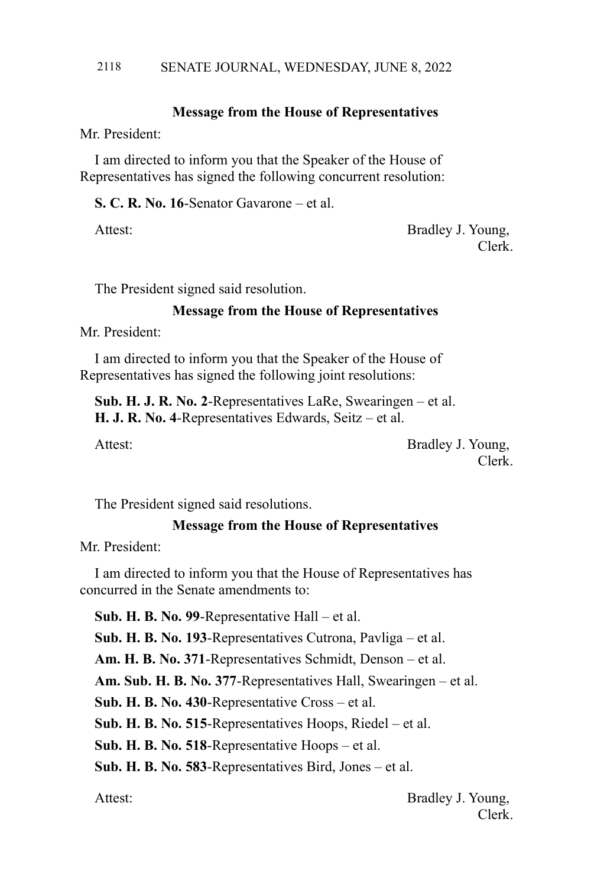**Message from the House of Representatives**

Mr. President:

I am directed to inform you that the Speaker of the House of Representatives has signed the following concurrent resolution:

**S. C. R. No. 16**-Senator Gavarone – et al.

Attest: Bradley J. Young,
Clerk.

The President signed said resolution.

**Message from the House of Representatives**

Mr. President:

I am directed to inform you that the Speaker of the House of Representatives has signed the following joint resolutions:

**Sub. H. J. R. No. 2**-Representatives LaRe, Swearingen – et al.
**H. J. R. No. 4**-Representatives Edwards, Seitz – et al.

Attest: Bradley J. Young,
Clerk.

The President signed said resolutions.

**Message from the House of Representatives**

Mr. President:

I am directed to inform you that the House of Representatives has concurred in the Senate amendments to:

**Sub. H. B. No. 99**-Representative Hall – et al.

**Sub. H. B. No. 193**-Representatives Cutrona, Pavliga – et al.

**Am. H. B. No. 371**-Representatives Schmidt, Denson – et al.

**Am. Sub. H. B. No. 377**-Representatives Hall, Swearingen – et al.

**Sub. H. B. No. 430**-Representative Cross – et al.

**Sub. H. B. No. 515**-Representatives Hoops, Riedel – et al.

**Sub. H. B. No. 518**-Representative Hoops – et al.

**Sub. H. B. No. 583**-Representatives Bird, Jones – et al.

Attest: Bradley J. Young,
Clerk.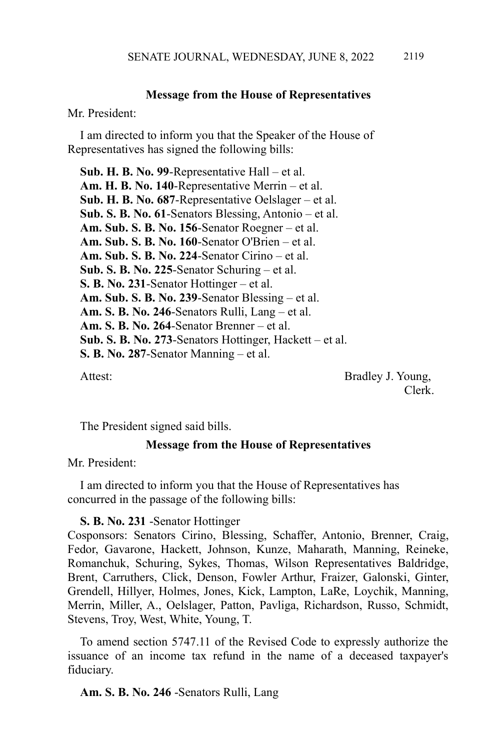**Message from the House of Representatives**

Mr. President:

I am directed to inform you that the Speaker of the House of Representatives has signed the following bills:

**Sub. H. B. No. 99**-Representative Hall – et al.
**Am. H. B. No. 140**-Representative Merrin – et al.
**Sub. H. B. No. 687**-Representative Oelslager – et al.
**Sub. S. B. No. 61**-Senators Blessing, Antonio – et al.
**Am. Sub. S. B. No. 156**-Senator Roegner – et al.
**Am. Sub. S. B. No. 160**-Senator O'Brien – et al.
**Am. Sub. S. B. No. 224**-Senator Cirino – et al.
**Sub. S. B. No. 225**-Senator Schuring – et al.
**S. B. No. 231**-Senator Hottinger – et al.
**Am. Sub. S. B. No. 239**-Senator Blessing – et al.
**Am. S. B. No. 246**-Senators Rulli, Lang – et al.
**Am. S. B. No. 264**-Senator Brenner – et al.
**Sub. S. B. No. 273**-Senators Hottinger, Hackett – et al.
**S. B. No. 287**-Senator Manning – et al.

Attest: Bradley J. Young,
Clerk.

The President signed said bills.

**Message from the House of Representatives**

Mr. President:

I am directed to inform you that the House of Representatives has concurred in the passage of the following bills:

**S. B. No. 231** -Senator Hottinger
Cosponsors: Senators Cirino, Blessing, Schaffer, Antonio, Brenner, Craig, Fedor, Gavarone, Hackett, Johnson, Kunze, Maharath, Manning, Reineke, Romanchuk, Schuring, Sykes, Thomas, Wilson Representatives Baldridge, Brent, Carruthers, Click, Denson, Fowler Arthur, Fraizer, Galonski, Ginter, Grendell, Hillyer, Holmes, Jones, Kick, Lampton, LaRe, Loychik, Manning, Merrin, Miller, A., Oelslager, Patton, Pavliga, Richardson, Russo, Schmidt, Stevens, Troy, West, White, Young, T.

To amend section 5747.11 of the Revised Code to expressly authorize the issuance of an income tax refund in the name of a deceased taxpayer's fiduciary.

**Am. S. B. No. 246** -Senators Rulli, Lang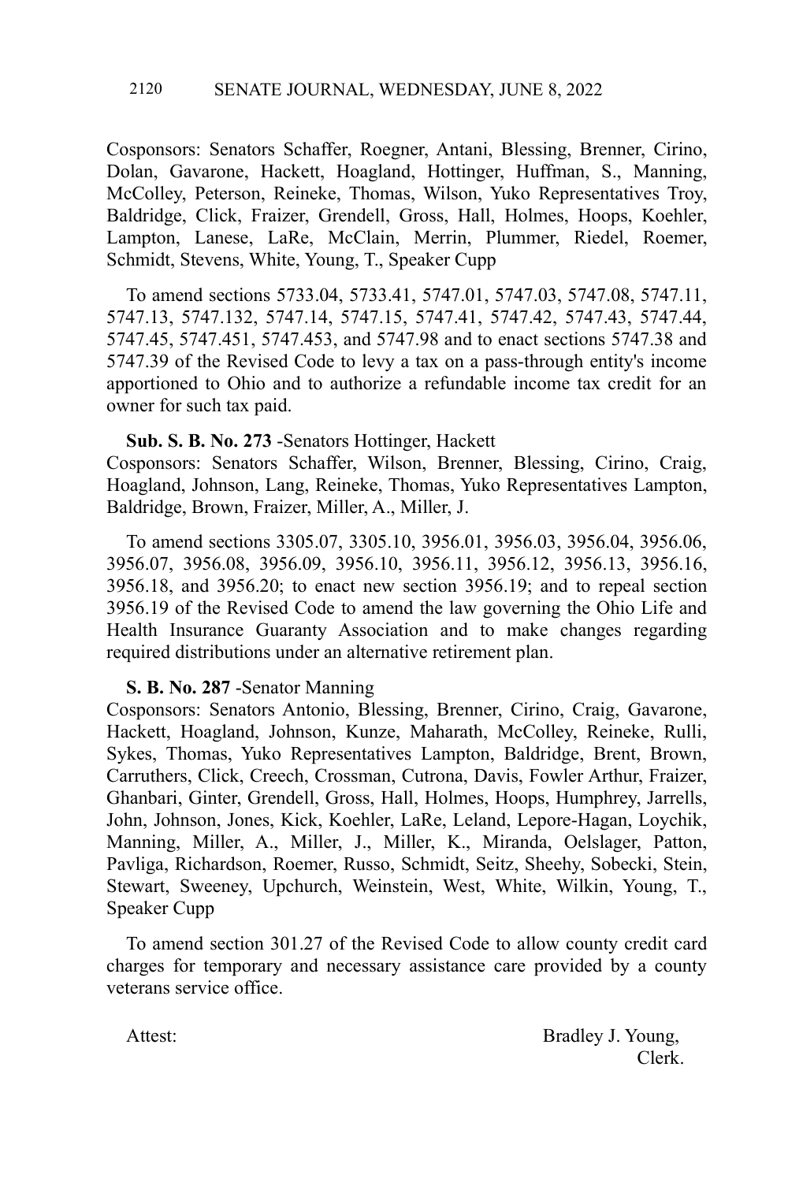Cosponsors: Senators Schaffer, Roegner, Antani, Blessing, Brenner, Cirino, Dolan, Gavarone, Hackett, Hoagland, Hottinger, Huffman, S., Manning, McColley, Peterson, Reineke, Thomas, Wilson, Yuko Representatives Troy, Baldridge, Click, Fraizer, Grendell, Gross, Hall, Holmes, Hoops, Koehler, Lampton, Lanese, LaRe, McClain, Merrin, Plummer, Riedel, Roemer, Schmidt, Stevens, White, Young, T., Speaker Cupp

To amend sections 5733.04, 5733.41, 5747.01, 5747.03, 5747.08, 5747.11, 5747.13, 5747.132, 5747.14, 5747.15, 5747.41, 5747.42, 5747.43, 5747.44, 5747.45, 5747.451, 5747.453, and 5747.98 and to enact sections 5747.38 and 5747.39 of the Revised Code to levy a tax on a pass-through entity's income apportioned to Ohio and to authorize a refundable income tax credit for an owner for such tax paid.

**Sub. S. B. No. 273** -Senators Hottinger, Hackett
Cosponsors: Senators Schaffer, Wilson, Brenner, Blessing, Cirino, Craig, Hoagland, Johnson, Lang, Reineke, Thomas, Yuko Representatives Lampton, Baldridge, Brown, Fraizer, Miller, A., Miller, J.

To amend sections 3305.07, 3305.10, 3956.01, 3956.03, 3956.04, 3956.06, 3956.07, 3956.08, 3956.09, 3956.10, 3956.11, 3956.12, 3956.13, 3956.16, 3956.18, and 3956.20; to enact new section 3956.19; and to repeal section 3956.19 of the Revised Code to amend the law governing the Ohio Life and Health Insurance Guaranty Association and to make changes regarding required distributions under an alternative retirement plan.

**S. B. No. 287** -Senator Manning
Cosponsors: Senators Antonio, Blessing, Brenner, Cirino, Craig, Gavarone, Hackett, Hoagland, Johnson, Kunze, Maharath, McColley, Reineke, Rulli, Sykes, Thomas, Yuko Representatives Lampton, Baldridge, Brent, Brown, Carruthers, Click, Creech, Crossman, Cutrona, Davis, Fowler Arthur, Fraizer, Ghanbari, Ginter, Grendell, Gross, Hall, Holmes, Hoops, Humphrey, Jarrells, John, Johnson, Jones, Kick, Koehler, LaRe, Leland, Lepore-Hagan, Loychik, Manning, Miller, A., Miller, J., Miller, K., Miranda, Oelslager, Patton, Pavliga, Richardson, Roemer, Russo, Schmidt, Seitz, Sheehy, Sobecki, Stein, Stewart, Sweeney, Upchurch, Weinstein, West, White, Wilkin, Young, T., Speaker Cupp

To amend section 301.27 of the Revised Code to allow county credit card charges for temporary and necessary assistance care provided by a county veterans service office.

Attest: Bradley J. Young,
Clerk.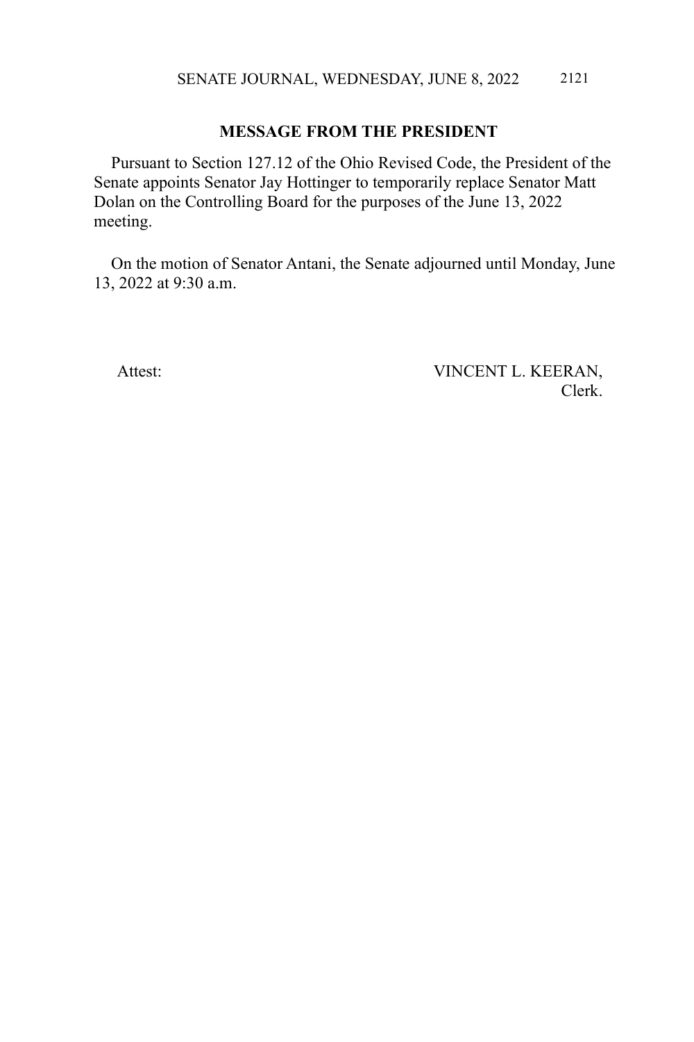## MESSAGE FROM THE PRESIDENT

Pursuant to Section 127.12 of the Ohio Revised Code, the President of the Senate appoints Senator Jay Hottinger to temporarily replace Senator Matt Dolan on the Controlling Board for the purposes of the June 13, 2022 meeting.

On the motion of Senator Antani, the Senate adjourned until Monday, June 13, 2022 at 9:30 a.m.

Attest: VINCENT L. KEERAN,
Clerk.